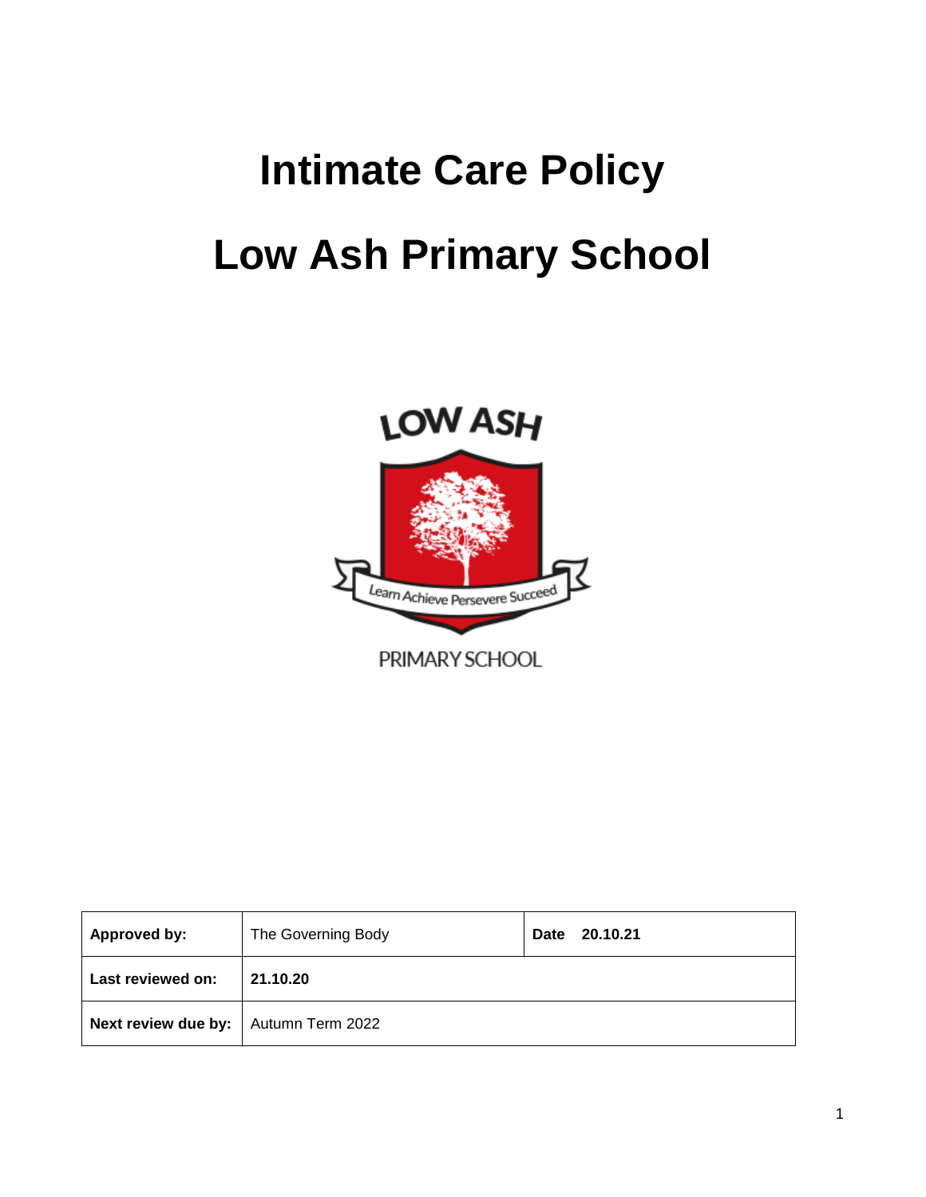# Intimate Care Policy

# Low Ash Primary School

| Approved by: | The Governing Body | Date 20.10.21 |
|---|---|---|
| Last reviewed on: | 21.10.20 | |
| Next review due by: | Autumn Term 2022 | |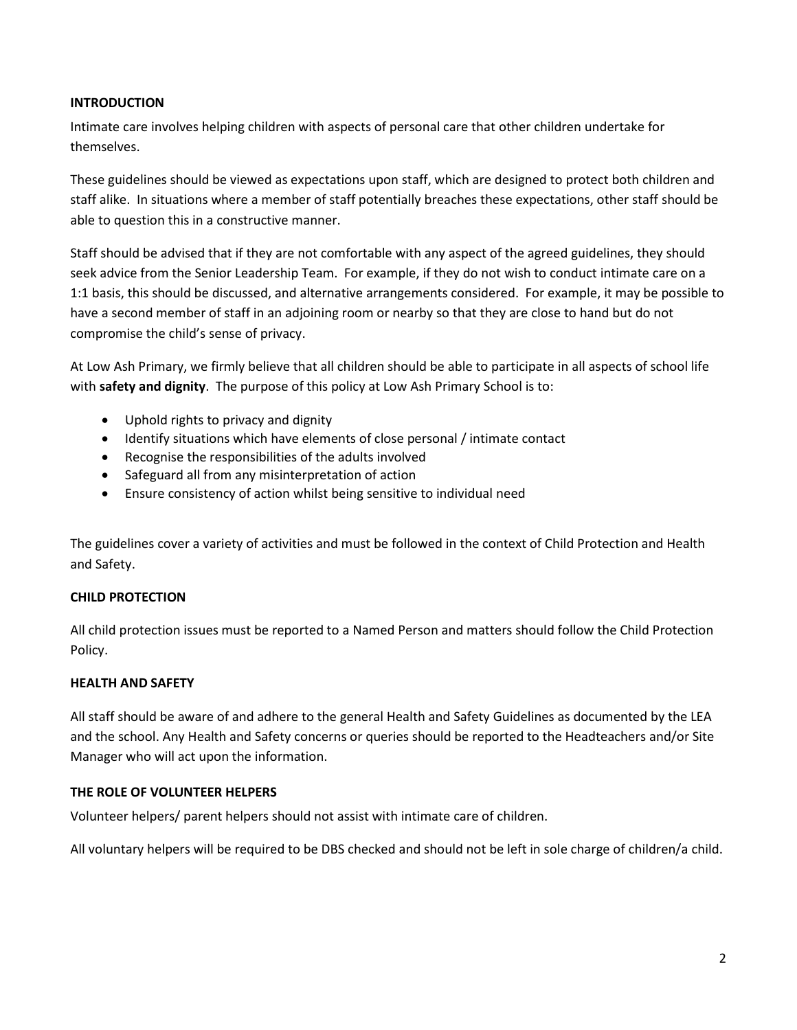## INTRODUCTION

Intimate care involves helping children with aspects of personal care that other children undertake for themselves.

These guidelines should be viewed as expectations upon staff, which are designed to protect both children and staff alike. In situations where a member of staff potentially breaches these expectations, other staff should be able to question this in a constructive manner.

Staff should be advised that if they are not comfortable with any aspect of the agreed guidelines, they should seek advice from the Senior Leadership Team. For example, if they do not wish to conduct intimate care on a 1:1 basis, this should be discussed, and alternative arrangements considered. For example, it may be possible to have a second member of staff in an adjoining room or nearby so that they are close to hand but do not compromise the child's sense of privacy.

At Low Ash Primary, we firmly believe that all children should be able to participate in all aspects of school life with **safety and dignity**. The purpose of this policy at Low Ash Primary School is to:

- Uphold rights to privacy and dignity
- Identify situations which have elements of close personal / intimate contact
- Recognise the responsibilities of the adults involved
- Safeguard all from any misinterpretation of action
- Ensure consistency of action whilst being sensitive to individual need

The guidelines cover a variety of activities and must be followed in the context of Child Protection and Health and Safety.

## CHILD PROTECTION

All child protection issues must be reported to a Named Person and matters should follow the Child Protection Policy.

## HEALTH AND SAFETY

All staff should be aware of and adhere to the general Health and Safety Guidelines as documented by the LEA and the school. Any Health and Safety concerns or queries should be reported to the Headteachers and/or Site Manager who will act upon the information.

## THE ROLE OF VOLUNTEER HELPERS

Volunteer helpers/ parent helpers should not assist with intimate care of children.

All voluntary helpers will be required to be DBS checked and should not be left in sole charge of children/a child.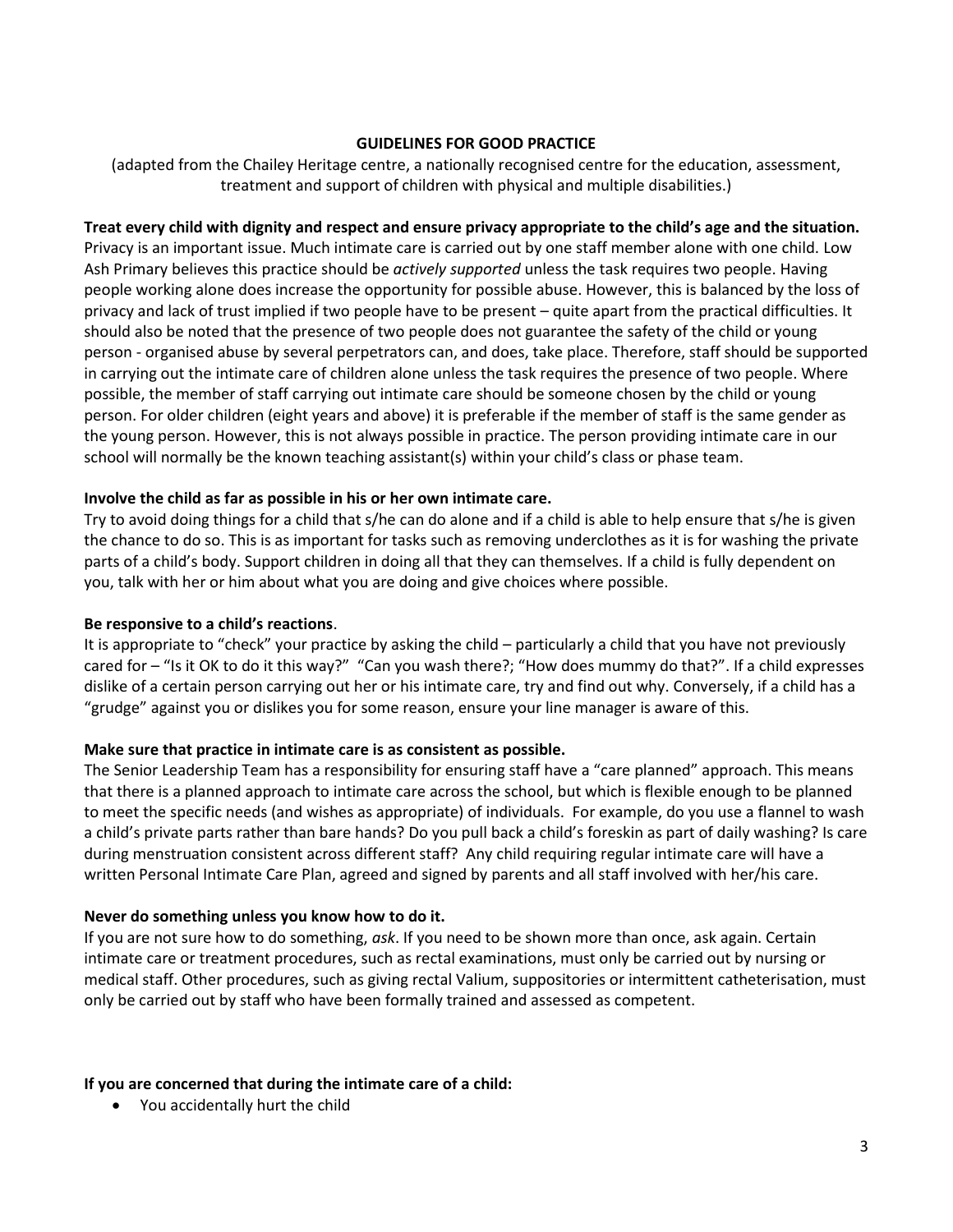## GUIDELINES FOR GOOD PRACTICE

(adapted from the Chailey Heritage centre, a nationally recognised centre for the education, assessment, treatment and support of children with physical and multiple disabilities.)

**Treat every child with dignity and respect and ensure privacy appropriate to the child's age and the situation.**
Privacy is an important issue. Much intimate care is carried out by one staff member alone with one child. Low Ash Primary believes this practice should be *actively supported* unless the task requires two people. Having people working alone does increase the opportunity for possible abuse. However, this is balanced by the loss of privacy and lack of trust implied if two people have to be present – quite apart from the practical difficulties. It should also be noted that the presence of two people does not guarantee the safety of the child or young person - organised abuse by several perpetrators can, and does, take place. Therefore, staff should be supported in carrying out the intimate care of children alone unless the task requires the presence of two people. Where possible, the member of staff carrying out intimate care should be someone chosen by the child or young person. For older children (eight years and above) it is preferable if the member of staff is the same gender as the young person. However, this is not always possible in practice. The person providing intimate care in our school will normally be the known teaching assistant(s) within your child's class or phase team.

**Involve the child as far as possible in his or her own intimate care.**
Try to avoid doing things for a child that s/he can do alone and if a child is able to help ensure that s/he is given the chance to do so. This is as important for tasks such as removing underclothes as it is for washing the private parts of a child's body. Support children in doing all that they can themselves. If a child is fully dependent on you, talk with her or him about what you are doing and give choices where possible.

**Be responsive to a child's reactions**.
It is appropriate to "check" your practice by asking the child – particularly a child that you have not previously cared for – "Is it OK to do it this way?" "Can you wash there?; "How does mummy do that?". If a child expresses dislike of a certain person carrying out her or his intimate care, try and find out why. Conversely, if a child has a "grudge" against you or dislikes you for some reason, ensure your line manager is aware of this.

**Make sure that practice in intimate care is as consistent as possible.**
The Senior Leadership Team has a responsibility for ensuring staff have a "care planned" approach. This means that there is a planned approach to intimate care across the school, but which is flexible enough to be planned to meet the specific needs (and wishes as appropriate) of individuals. For example, do you use a flannel to wash a child's private parts rather than bare hands? Do you pull back a child's foreskin as part of daily washing? Is care during menstruation consistent across different staff? Any child requiring regular intimate care will have a written Personal Intimate Care Plan, agreed and signed by parents and all staff involved with her/his care.

**Never do something unless you know how to do it.**
If you are not sure how to do something, *ask*. If you need to be shown more than once, ask again. Certain intimate care or treatment procedures, such as rectal examinations, must only be carried out by nursing or medical staff. Other procedures, such as giving rectal Valium, suppositories or intermittent catheterisation, must only be carried out by staff who have been formally trained and assessed as competent.

**If you are concerned that during the intimate care of a child:**

- You accidentally hurt the child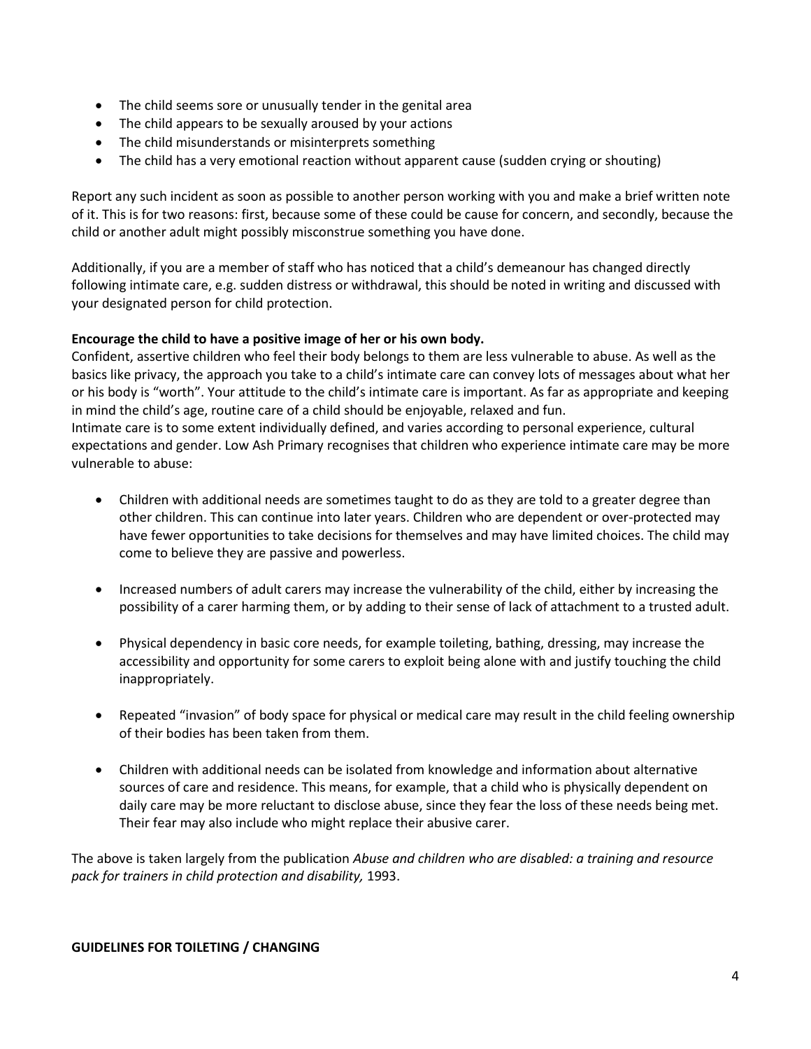- The child seems sore or unusually tender in the genital area
- The child appears to be sexually aroused by your actions
- The child misunderstands or misinterprets something
- The child has a very emotional reaction without apparent cause (sudden crying or shouting)

Report any such incident as soon as possible to another person working with you and make a brief written note of it. This is for two reasons: first, because some of these could be cause for concern, and secondly, because the child or another adult might possibly misconstrue something you have done.

Additionally, if you are a member of staff who has noticed that a child's demeanour has changed directly following intimate care, e.g. sudden distress or withdrawal, this should be noted in writing and discussed with your designated person for child protection.

**Encourage the child to have a positive image of her or his own body.**

Confident, assertive children who feel their body belongs to them are less vulnerable to abuse. As well as the basics like privacy, the approach you take to a child's intimate care can convey lots of messages about what her or his body is "worth". Your attitude to the child's intimate care is important. As far as appropriate and keeping in mind the child's age, routine care of a child should be enjoyable, relaxed and fun.

Intimate care is to some extent individually defined, and varies according to personal experience, cultural expectations and gender. Low Ash Primary recognises that children who experience intimate care may be more vulnerable to abuse:

- Children with additional needs are sometimes taught to do as they are told to a greater degree than other children. This can continue into later years. Children who are dependent or over-protected may have fewer opportunities to take decisions for themselves and may have limited choices. The child may come to believe they are passive and powerless.

- Increased numbers of adult carers may increase the vulnerability of the child, either by increasing the possibility of a carer harming them, or by adding to their sense of lack of attachment to a trusted adult.

- Physical dependency in basic core needs, for example toileting, bathing, dressing, may increase the accessibility and opportunity for some carers to exploit being alone with and justify touching the child inappropriately.

- Repeated "invasion" of body space for physical or medical care may result in the child feeling ownership of their bodies has been taken from them.

- Children with additional needs can be isolated from knowledge and information about alternative sources of care and residence. This means, for example, that a child who is physically dependent on daily care may be more reluctant to disclose abuse, since they fear the loss of these needs being met. Their fear may also include who might replace their abusive carer.

The above is taken largely from the publication *Abuse and children who are disabled: a training and resource pack for trainers in child protection and disability,* 1993.

**GUIDELINES FOR TOILETING / CHANGING**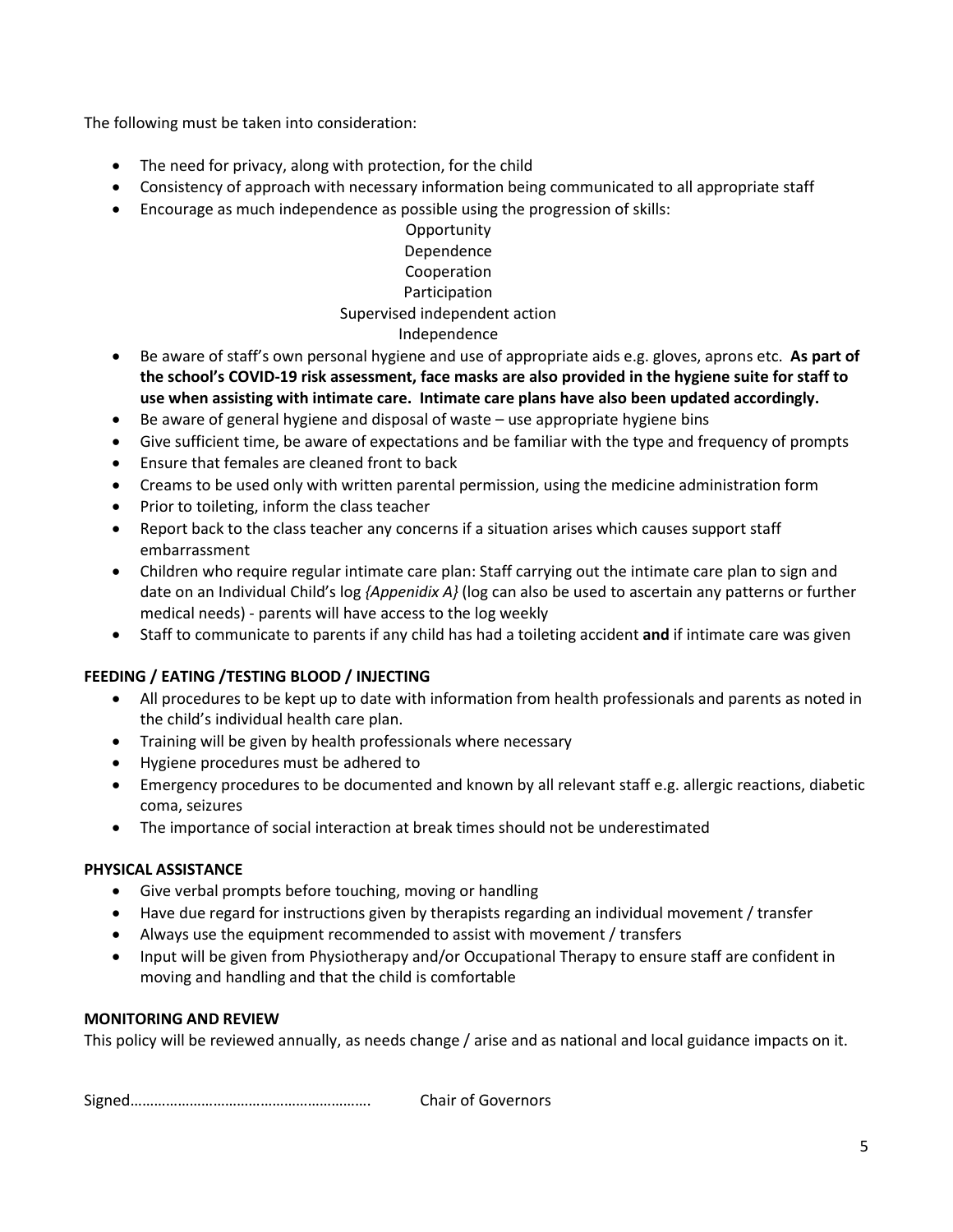The following must be taken into consideration:

- The need for privacy, along with protection, for the child
- Consistency of approach with necessary information being communicated to all appropriate staff
- Encourage as much independence as possible using the progression of skills:

  Opportunity
  Dependence
  Cooperation
  Participation
  Supervised independent action
  Independence

- Be aware of staff's own personal hygiene and use of appropriate aids e.g. gloves, aprons etc. **As part of the school's COVID-19 risk assessment, face masks are also provided in the hygiene suite for staff to use when assisting with intimate care. Intimate care plans have also been updated accordingly.**
- Be aware of general hygiene and disposal of waste – use appropriate hygiene bins
- Give sufficient time, be aware of expectations and be familiar with the type and frequency of prompts
- Ensure that females are cleaned front to back
- Creams to be used only with written parental permission, using the medicine administration form
- Prior to toileting, inform the class teacher
- Report back to the class teacher any concerns if a situation arises which causes support staff embarrassment
- Children who require regular intimate care plan: Staff carrying out the intimate care plan to sign and date on an Individual Child's log *{Appenidix A}* (log can also be used to ascertain any patterns or further medical needs) - parents will have access to the log weekly
- Staff to communicate to parents if any child has had a toileting accident **and** if intimate care was given

**FEEDING / EATING /TESTING BLOOD / INJECTING**

- All procedures to be kept up to date with information from health professionals and parents as noted in the child's individual health care plan.
- Training will be given by health professionals where necessary
- Hygiene procedures must be adhered to
- Emergency procedures to be documented and known by all relevant staff e.g. allergic reactions, diabetic coma, seizures
- The importance of social interaction at break times should not be underestimated

**PHYSICAL ASSISTANCE**

- Give verbal prompts before touching, moving or handling
- Have due regard for instructions given by therapists regarding an individual movement / transfer
- Always use the equipment recommended to assist with movement / transfers
- Input will be given from Physiotherapy and/or Occupational Therapy to ensure staff are confident in moving and handling and that the child is comfortable

**MONITORING AND REVIEW**

This policy will be reviewed annually, as needs change / arise and as national and local guidance impacts on it.

Signed…………………………………………………. Chair of Governors